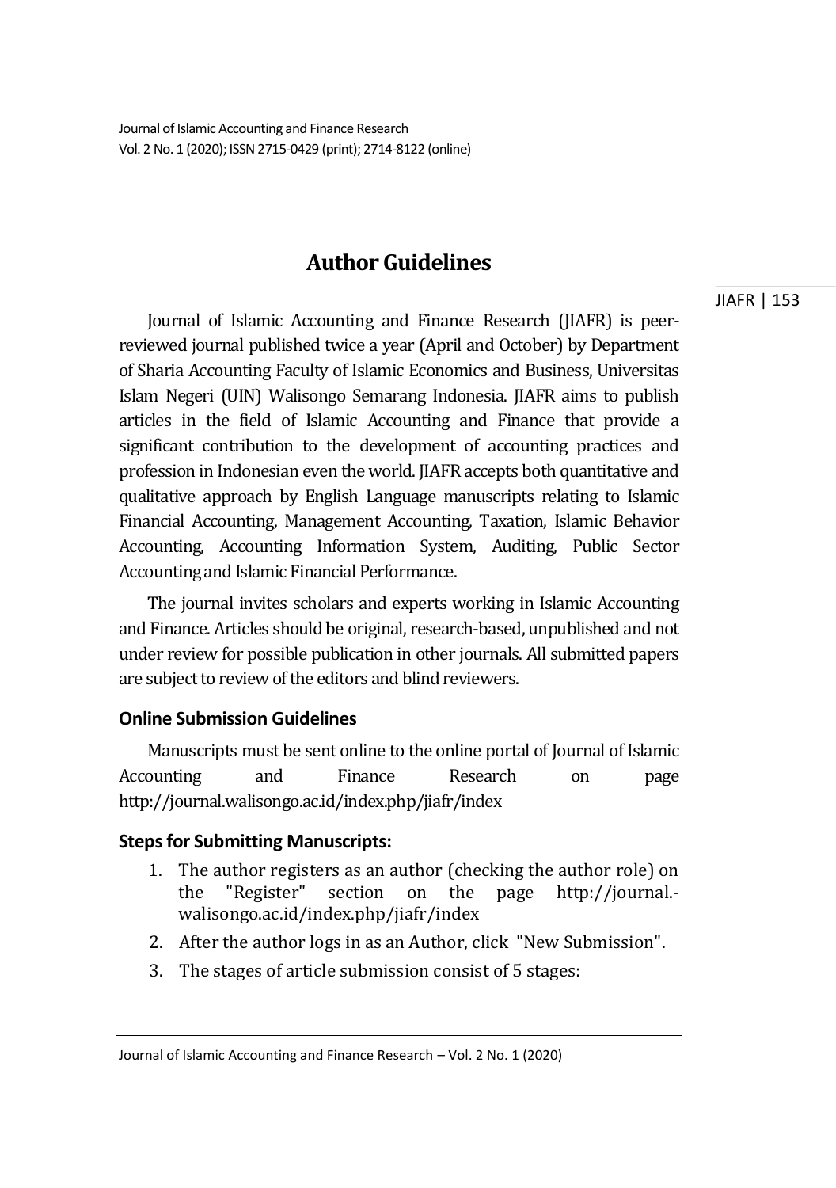# Author Guidelines

Journal of Islamic Accounting and Finance Research (JIAFR) is peer-reviewed journal published twice a year (April and October) by Department of Sharia Accounting Faculty of Islamic Economics and Business, Universitas Islam Negeri (UIN) Walisongo Semarang Indonesia. JIAFR aims to publish articles in the field of Islamic Accounting and Finance that provide a significant contribution to the development of accounting practices and profession in Indonesian even the world. JIAFR accepts both quantitative and qualitative approach by English Language manuscripts relating to Islamic Financial Accounting, Management Accounting, Taxation, Islamic Behavior Accounting, Accounting Information System, Auditing, Public Sector Accounting and Islamic Financial Performance.

The journal invites scholars and experts working in Islamic Accounting and Finance. Articles should be original, research-based, unpublished and not under review for possible publication in other journals. All submitted papers are subject to review of the editors and blind reviewers.

### Online Submission Guidelines

Manuscripts must be sent online to the online portal of Journal of Islamic Accounting and Finance Research on page http://journal.walisongo.ac.id/index.php/jiafr/index

### Steps for Submitting Manuscripts:

1. The author registers as an author (checking the author role) on the "Register" section on the page http://journal.walisongo.ac.id/index.php/jiafr/index
2. After the author logs in as an Author, click "New Submission".
3. The stages of article submission consist of 5 stages: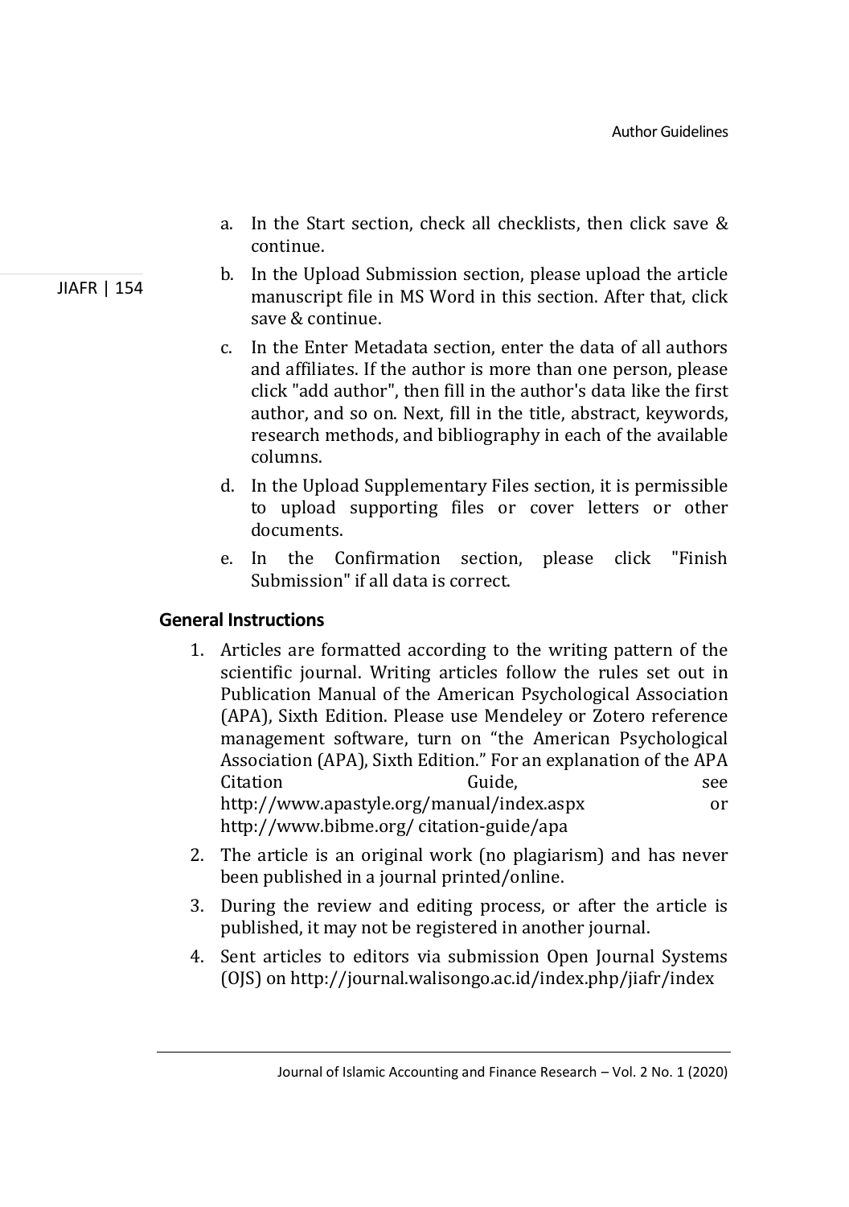a. In the Start section, check all checklists, then click save & continue.

b. In the Upload Submission section, please upload the article manuscript file in MS Word in this section. After that, click save & continue.

c. In the Enter Metadata section, enter the data of all authors and affiliates. If the author is more than one person, please click "add author", then fill in the author's data like the first author, and so on. Next, fill in the title, abstract, keywords, research methods, and bibliography in each of the available columns.

d. In the Upload Supplementary Files section, it is permissible to upload supporting files or cover letters or other documents.

e. In the Confirmation section, please click "Finish Submission" if all data is correct.

## General Instructions

1. Articles are formatted according to the writing pattern of the scientific journal. Writing articles follow the rules set out in Publication Manual of the American Psychological Association (APA), Sixth Edition. Please use Mendeley or Zotero reference management software, turn on "the American Psychological Association (APA), Sixth Edition." For an explanation of the APA Citation Guide, see http://www.apastyle.org/manual/index.aspx or http://www.bibme.org/ citation-guide/apa
2. The article is an original work (no plagiarism) and has never been published in a journal printed/online.
3. During the review and editing process, or after the article is published, it may not be registered in another journal.
4. Sent articles to editors via submission Open Journal Systems (OJS) on http://journal.walisongo.ac.id/index.php/jiafr/index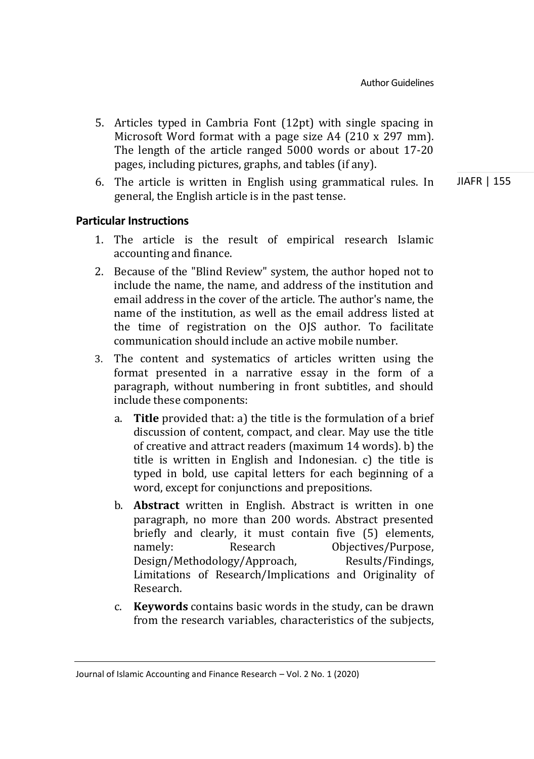5. Articles typed in Cambria Font (12pt) with single spacing in Microsoft Word format with a page size A4 (210 x 297 mm). The length of the article ranged 5000 words or about 17-20 pages, including pictures, graphs, and tables (if any).
6. The article is written in English using grammatical rules. In general, the English article is in the past tense.

## Particular Instructions

1. The article is the result of empirical research Islamic accounting and finance.
2. Because of the "Blind Review" system, the author hoped not to include the name, the name, and address of the institution and email address in the cover of the article. The author's name, the name of the institution, as well as the email address listed at the time of registration on the OJS author. To facilitate communication should include an active mobile number.
3. The content and systematics of articles written using the format presented in a narrative essay in the form of a paragraph, without numbering in front subtitles, and should include these components:
   a. **Title** provided that: a) the title is the formulation of a brief discussion of content, compact, and clear. May use the title of creative and attract readers (maximum 14 words). b) the title is written in English and Indonesian. c) the title is typed in bold, use capital letters for each beginning of a word, except for conjunctions and prepositions.
   b. **Abstract** written in English. Abstract is written in one paragraph, no more than 200 words. Abstract presented briefly and clearly, it must contain five (5) elements, namely: Research Objectives/Purpose, Design/Methodology/Approach, Results/Findings, Limitations of Research/Implications and Originality of Research.
   c. **Keywords** contains basic words in the study, can be drawn from the research variables, characteristics of the subjects,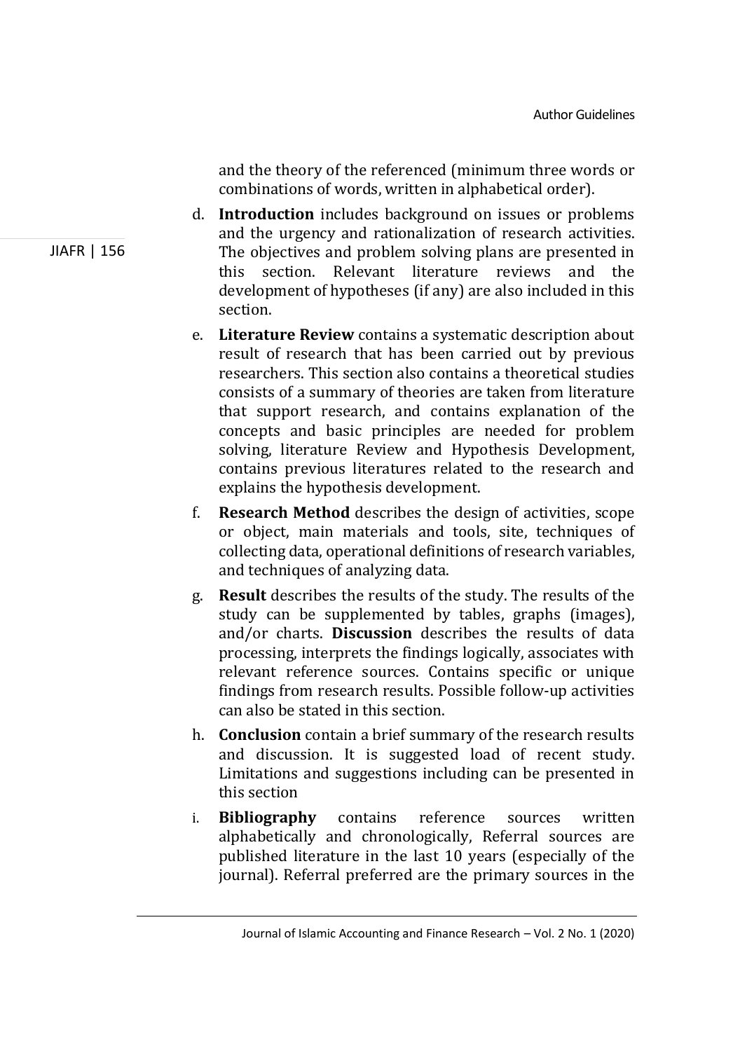and the theory of the referenced (minimum three words or combinations of words, written in alphabetical order).

d. **Introduction** includes background on issues or problems and the urgency and rationalization of research activities. The objectives and problem solving plans are presented in this section. Relevant literature reviews and the development of hypotheses (if any) are also included in this section.

e. **Literature Review** contains a systematic description about result of research that has been carried out by previous researchers. This section also contains a theoretical studies consists of a summary of theories are taken from literature that support research, and contains explanation of the concepts and basic principles are needed for problem solving, literature Review and Hypothesis Development, contains previous literatures related to the research and explains the hypothesis development.

f. **Research Method** describes the design of activities, scope or object, main materials and tools, site, techniques of collecting data, operational definitions of research variables, and techniques of analyzing data.

g. **Result** describes the results of the study. The results of the study can be supplemented by tables, graphs (images), and/or charts. **Discussion** describes the results of data processing, interprets the findings logically, associates with relevant reference sources. Contains specific or unique findings from research results. Possible follow-up activities can also be stated in this section.

h. **Conclusion** contain a brief summary of the research results and discussion. It is suggested load of recent study. Limitations and suggestions including can be presented in this section

i. **Bibliography** contains reference sources written alphabetically and chronologically, Referral sources are published literature in the last 10 years (especially of the journal). Referral preferred are the primary sources in the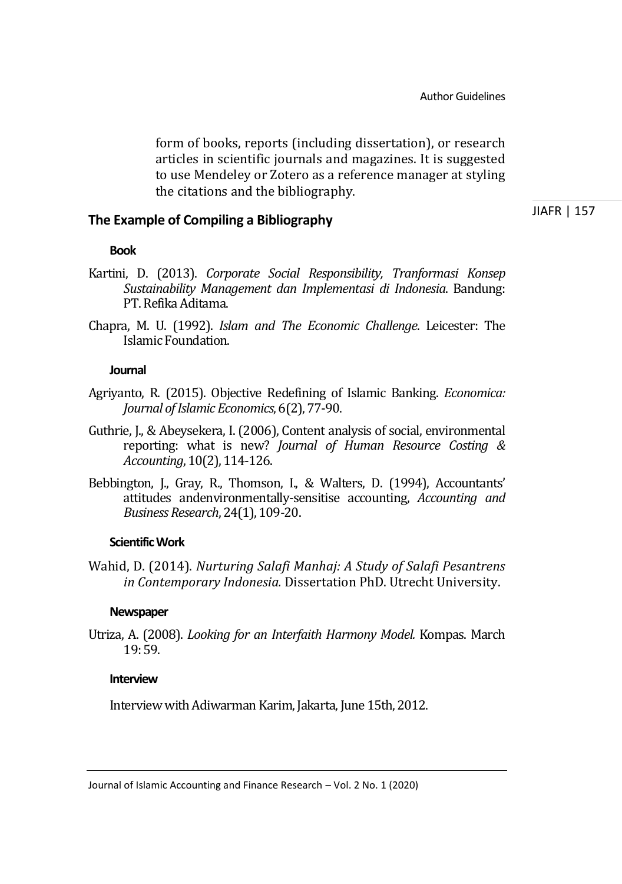form of books, reports (including dissertation), or research articles in scientific journals and magazines. It is suggested to use Mendeley or Zotero as a reference manager at styling the citations and the bibliography.

## The Example of Compiling a Bibliography

### Book

Kartini, D. (2013). *Corporate Social Responsibility, Tranformasi Konsep Sustainability Management dan Implementasi di Indonesia*. Bandung: PT. Refika Aditama.

Chapra, M. U. (1992). *Islam and The Economic Challenge*. Leicester: The Islamic Foundation.

### Journal

Agriyanto, R. (2015). Objective Redefining of Islamic Banking. *Economica: Journal of Islamic Economics*, 6(2), 77-90.

Guthrie, J., & Abeysekera, I. (2006), Content analysis of social, environmental reporting: what is new? *Journal of Human Resource Costing & Accounting*, 10(2), 114-126.

Bebbington, J., Gray, R., Thomson, I., & Walters, D. (1994), Accountants' attitudes andenvironmentally-sensitise accounting, *Accounting and Business Research*, 24(1), 109-20.

### Scientific Work

Wahid, D. (2014). *Nurturing Salafi Manhaj: A Study of Salafi Pesantrens in Contemporary Indonesia.* Dissertation PhD. Utrecht University.

### Newspaper

Utriza, A. (2008). *Looking for an Interfaith Harmony Model.* Kompas. March 19: 59.

### Interview

Interview with Adiwarman Karim, Jakarta, June 15th, 2012.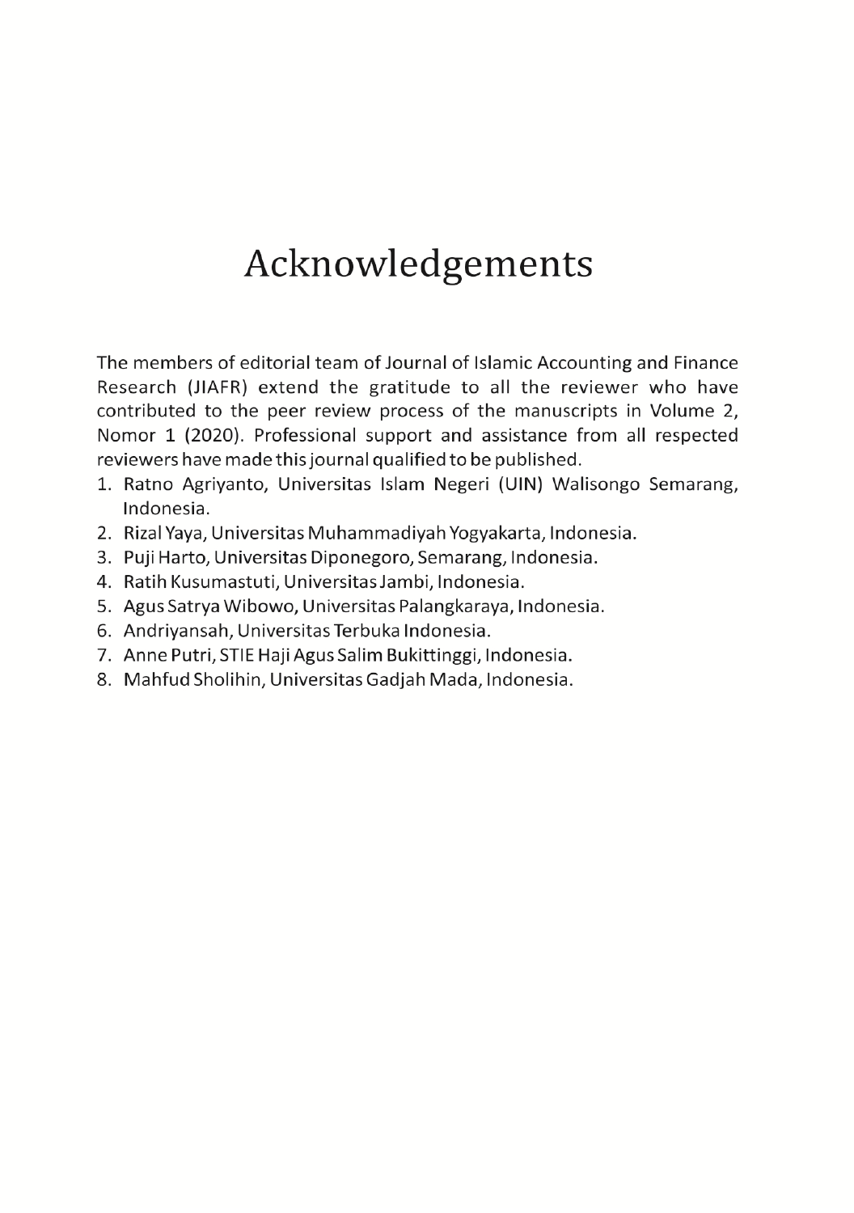# Acknowledgements

The members of editorial team of Journal of Islamic Accounting and Finance Research (JIAFR) extend the gratitude to all the reviewer who have contributed to the peer review process of the manuscripts in Volume 2, Nomor 1 (2020). Professional support and assistance from all respected reviewers have made this journal qualified to be published.

1. Ratno Agriyanto, Universitas Islam Negeri (UIN) Walisongo Semarang, Indonesia.
2. Rizal Yaya, Universitas Muhammadiyah Yogyakarta, Indonesia.
3. Puji Harto, Universitas Diponegoro, Semarang, Indonesia.
4. Ratih Kusumastuti, Universitas Jambi, Indonesia.
5. Agus Satrya Wibowo, Universitas Palangkaraya, Indonesia.
6. Andriyansah, Universitas Terbuka Indonesia.
7. Anne Putri, STIE Haji Agus Salim Bukittinggi, Indonesia.
8. Mahfud Sholihin, Universitas Gadjah Mada, Indonesia.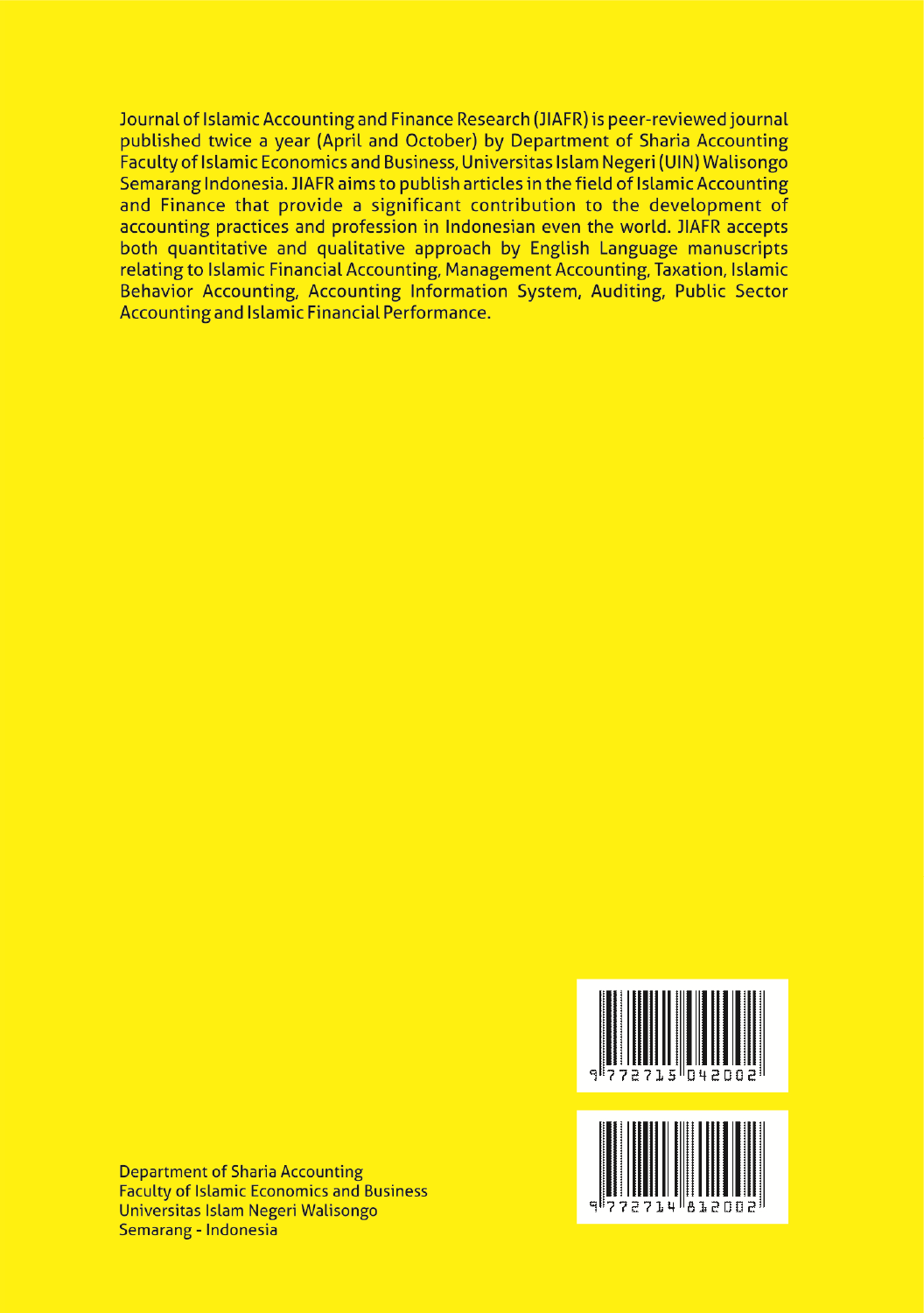Journal of Islamic Accounting and Finance Research (JIAFR) is peer-reviewed journal published twice a year (April and October) by Department of Sharia Accounting Faculty of Islamic Economics and Business, Universitas Islam Negeri (UIN) Walisongo Semarang Indonesia. JIAFR aims to publish articles in the field of Islamic Accounting and Finance that provide a significant contribution to the development of accounting practices and profession in Indonesian even the world. JIAFR accepts both quantitative and qualitative approach by English Language manuscripts relating to Islamic Financial Accounting, Management Accounting, Taxation, Islamic Behavior Accounting, Accounting Information System, Auditing, Public Sector Accounting and Islamic Financial Performance.

9 772715 042002

9 772714 812002

Department of Sharia Accounting
Faculty of Islamic Economics and Business
Universitas Islam Negeri Walisongo
Semarang - Indonesia